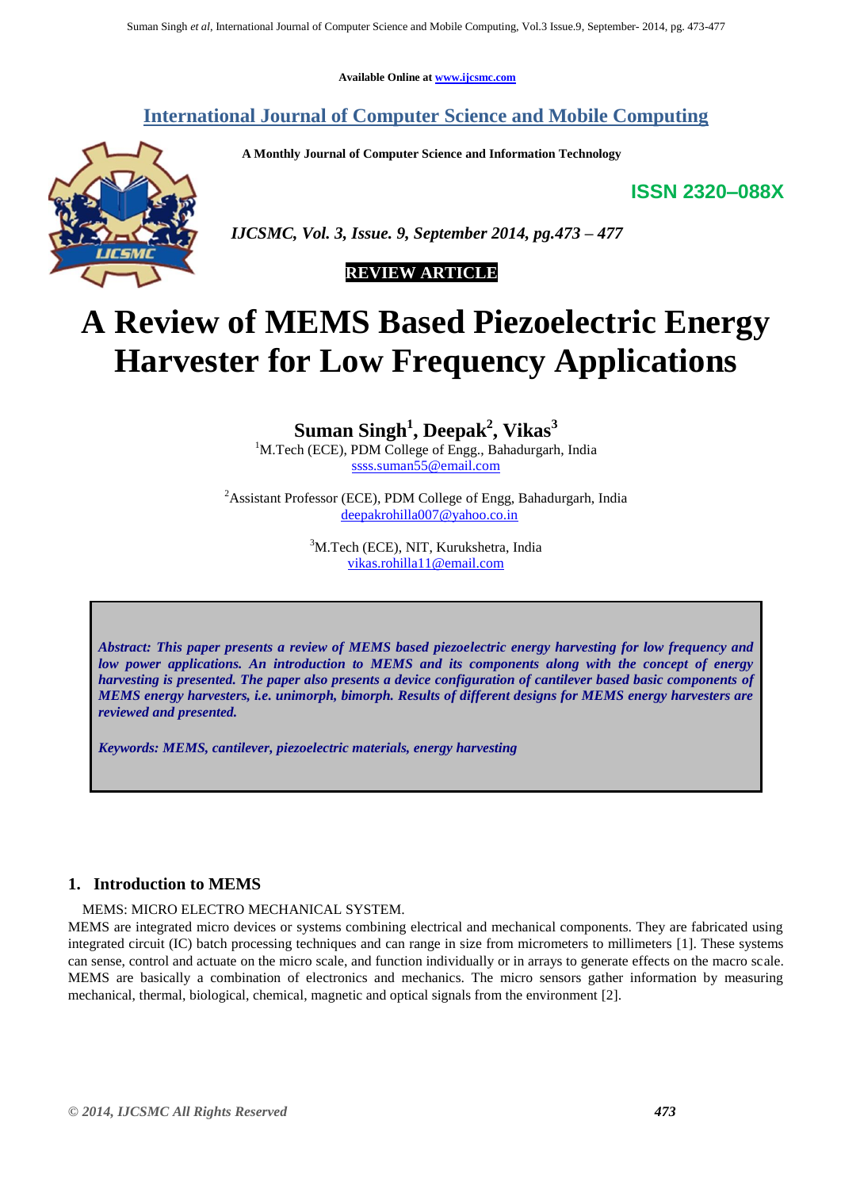Available Online at www.ijcsmc.com

# International Journal of Computer Science and Mobile Computing

A Monthly Journal of Computer Science and Information Technology

**ISSN 2320–088X**

*IJCSMC, Vol. 3, Issue. 9, September 2014, pg.473 – 477*

**REVIEW ARTICLE**

# A Review of MEMS Based Piezoelectric Energy Harvester for Low Frequency Applications

**Suman Singh[1], Deepak[2], Vikas[3]**

[1]M.Tech (ECE), PDM College of Engg., Bahadurgarh, India
ssss.suman55@email.com

[2]Assistant Professor (ECE), PDM College of Engg, Bahadurgarh, India
deepakrohilla007@yahoo.co.in

[3]M.Tech (ECE), NIT, Kurukshetra, India
vikas.rohilla11@email.com

***Abstract: This paper presents a review of MEMS based piezoelectric energy harvesting for low frequency and low power applications. An introduction to MEMS and its components along with the concept of energy harvesting is presented. The paper also presents a device configuration of cantilever based basic components of MEMS energy harvesters, i.e. unimorph, bimorph. Results of different designs for MEMS energy harvesters are reviewed and presented.***

***Keywords: MEMS, cantilever, piezoelectric materials, energy harvesting***

## 1. Introduction to MEMS

MEMS: MICRO ELECTRO MECHANICAL SYSTEM.

MEMS are integrated micro devices or systems combining electrical and mechanical components. They are fabricated using integrated circuit (IC) batch processing techniques and can range in size from micrometers to millimeters [1]. These systems can sense, control and actuate on the micro scale, and function individually or in arrays to generate effects on the macro scale. MEMS are basically a combination of electronics and mechanics. The micro sensors gather information by measuring mechanical, thermal, biological, chemical, magnetic and optical signals from the environment [2].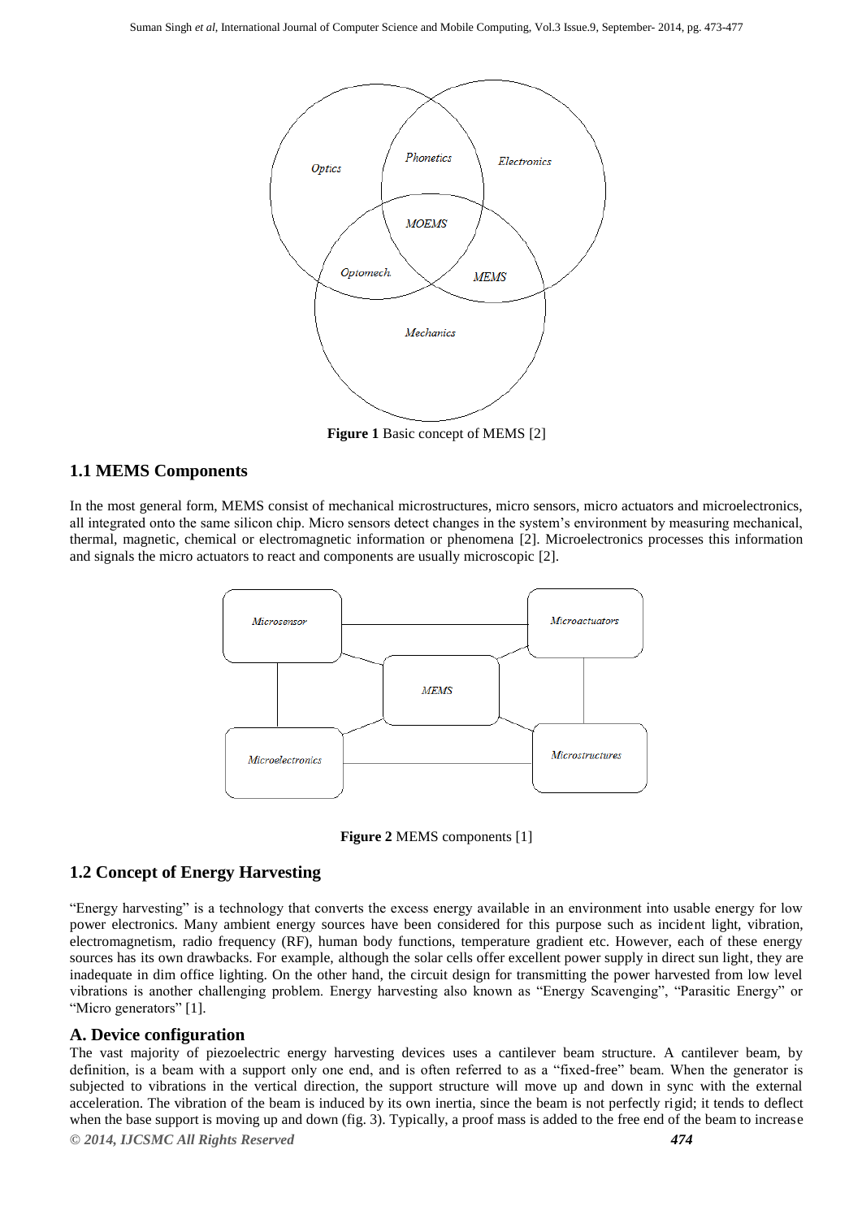Figure 1 Basic concept of MEMS [2]

## 1.1 MEMS Components

In the most general form, MEMS consist of mechanical microstructures, micro sensors, micro actuators and microelectronics, all integrated onto the same silicon chip. Micro sensors detect changes in the system's environment by measuring mechanical, thermal, magnetic, chemical or electromagnetic information or phenomena [2]. Microelectronics processes this information and signals the micro actuators to react and components are usually microscopic [2].

Figure 2 MEMS components [1]

## 1.2 Concept of Energy Harvesting

"Energy harvesting" is a technology that converts the excess energy available in an environment into usable energy for low power electronics. Many ambient energy sources have been considered for this purpose such as incident light, vibration, electromagnetism, radio frequency (RF), human body functions, temperature gradient etc. However, each of these energy sources has its own drawbacks. For example, although the solar cells offer excellent power supply in direct sun light, they are inadequate in dim office lighting. On the other hand, the circuit design for transmitting the power harvested from low level vibrations is another challenging problem. Energy harvesting also known as "Energy Scavenging", "Parasitic Energy" or "Micro generators" [1].

### A. Device configuration

The vast majority of piezoelectric energy harvesting devices uses a cantilever beam structure. A cantilever beam, by definition, is a beam with a support only one end, and is often referred to as a "fixed-free" beam. When the generator is subjected to vibrations in the vertical direction, the support structure will move up and down in sync with the external acceleration. The vibration of the beam is induced by its own inertia, since the beam is not perfectly rigid; it tends to deflect when the base support is moving up and down (fig. 3). Typically, a proof mass is added to the free end of the beam to increase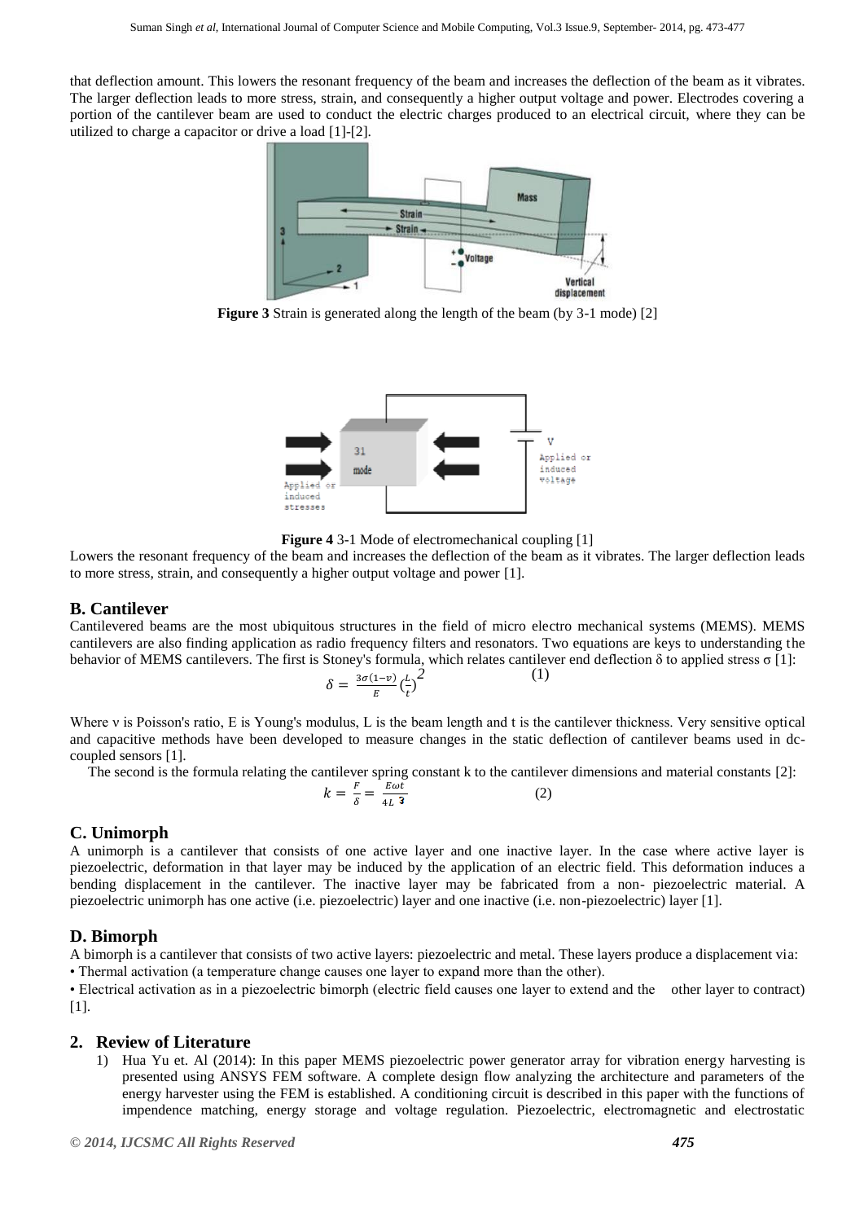that deflection amount. This lowers the resonant frequency of the beam and increases the deflection of the beam as it vibrates. The larger deflection leads to more stress, strain, and consequently a higher output voltage and power. Electrodes covering a portion of the cantilever beam are used to conduct the electric charges produced to an electrical circuit, where they can be utilized to charge a capacitor or drive a load [1]-[2].

**Figure 3** Strain is generated along the length of the beam (by 3-1 mode) [2]

**Figure 4** 3-1 Mode of electromechanical coupling [1]

Lowers the resonant frequency of the beam and increases the deflection of the beam as it vibrates. The larger deflection leads to more stress, strain, and consequently a higher output voltage and power [1].

## B. Cantilever

Cantilevered beams are the most ubiquitous structures in the field of micro electro mechanical systems (MEMS). MEMS cantilevers are also finding application as radio frequency filters and resonators. Two equations are keys to understanding the behavior of MEMS cantilevers. The first is Stoney's formula, which relates cantilever end deflection $\delta$ to applied stress $\sigma$ [1]:

$$\delta = \frac{3\sigma(1-\nu)}{E}\left(\frac{L}{t}\right)^2 \tag{1}$$

Where $\nu$ is Poisson's ratio, E is Young's modulus, L is the beam length and t is the cantilever thickness. Very sensitive optical and capacitive methods have been developed to measure changes in the static deflection of cantilever beams used in dc-coupled sensors [1].

The second is the formula relating the cantilever spring constant k to the cantilever dimensions and material constants [2]:

$$k = \frac{F}{\delta} = \frac{E\omega t}{4L^3} \tag{2}$$

## C. Unimorph

A unimorph is a cantilever that consists of one active layer and one inactive layer. In the case where active layer is piezoelectric, deformation in that layer may be induced by the application of an electric field. This deformation induces a bending displacement in the cantilever. The inactive layer may be fabricated from a non- piezoelectric material. A piezoelectric unimorph has one active (i.e. piezoelectric) layer and one inactive (i.e. non-piezoelectric) layer [1].

## D. Bimorph

A bimorph is a cantilever that consists of two active layers: piezoelectric and metal. These layers produce a displacement via:

- Thermal activation (a temperature change causes one layer to expand more than the other).
- Electrical activation as in a piezoelectric bimorph (electric field causes one layer to extend and the other layer to contract) [1].

# 2. Review of Literature

1) Hua Yu et. Al (2014): In this paper MEMS piezoelectric power generator array for vibration energy harvesting is presented using ANSYS FEM software. A complete design flow analyzing the architecture and parameters of the energy harvester using the FEM is established. A conditioning circuit is described in this paper with the functions of impendence matching, energy storage and voltage regulation. Piezoelectric, electromagnetic and electrostatic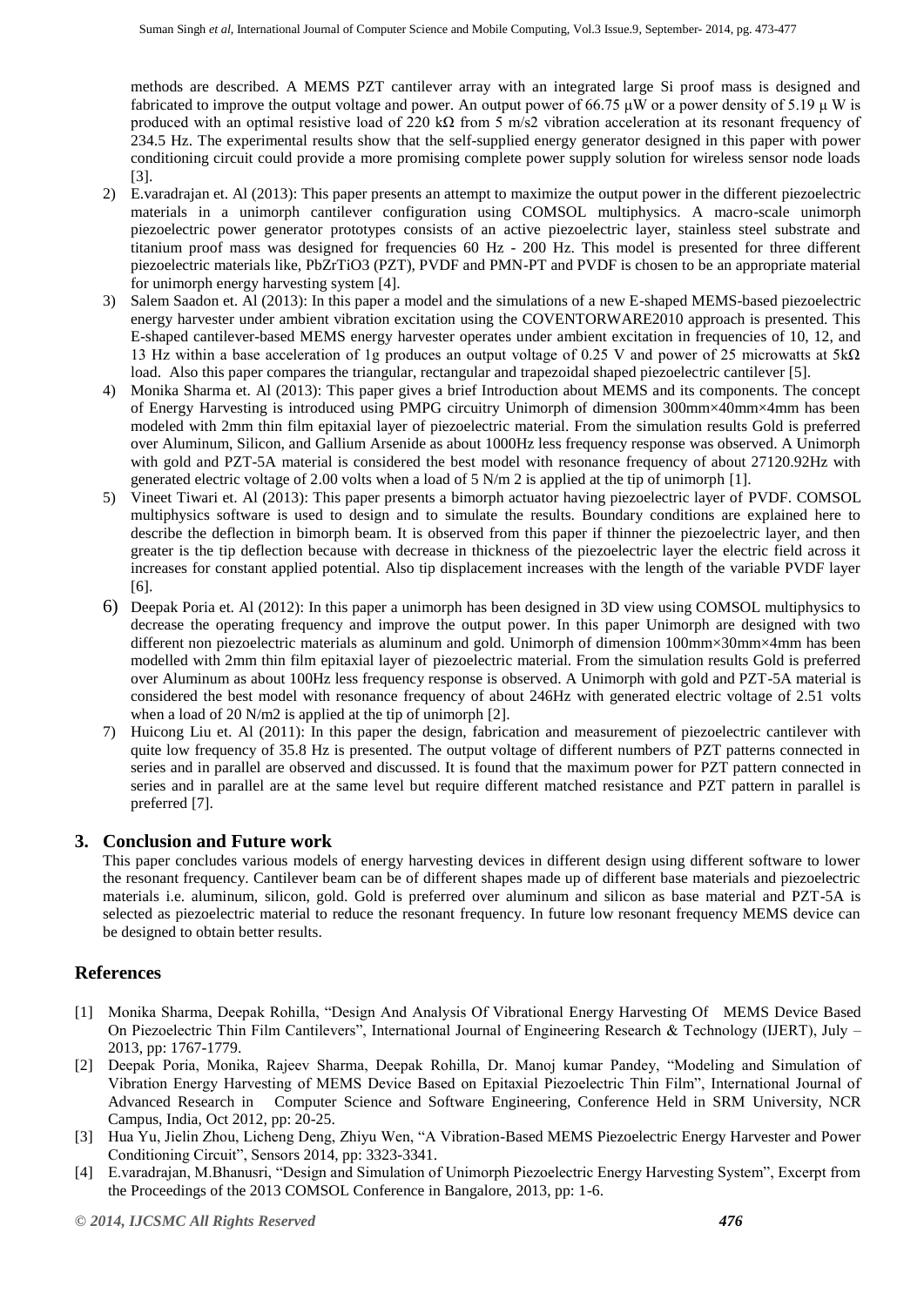methods are described. A MEMS PZT cantilever array with an integrated large Si proof mass is designed and fabricated to improve the output voltage and power. An output power of 66.75 μW or a power density of 5.19 μ W is produced with an optimal resistive load of 220 kΩ from 5 m/s2 vibration acceleration at its resonant frequency of 234.5 Hz. The experimental results show that the self-supplied energy generator designed in this paper with power conditioning circuit could provide a more promising complete power supply solution for wireless sensor node loads [3].

2) E.varadrajan et. Al (2013): This paper presents an attempt to maximize the output power in the different piezoelectric materials in a unimorph cantilever configuration using COMSOL multiphysics. A macro-scale unimorph piezoelectric power generator prototypes consists of an active piezoelectric layer, stainless steel substrate and titanium proof mass was designed for frequencies 60 Hz - 200 Hz. This model is presented for three different piezoelectric materials like, PbZrTiO3 (PZT), PVDF and PMN-PT and PVDF is chosen to be an appropriate material for unimorph energy harvesting system [4].
3) Salem Saadon et. Al (2013): In this paper a model and the simulations of a new E-shaped MEMS-based piezoelectric energy harvester under ambient vibration excitation using the COVENTORWARE2010 approach is presented. This E-shaped cantilever-based MEMS energy harvester operates under ambient excitation in frequencies of 10, 12, and 13 Hz within a base acceleration of 1g produces an output voltage of 0.25 V and power of 25 microwatts at 5kΩ load. Also this paper compares the triangular, rectangular and trapezoidal shaped piezoelectric cantilever [5].
4) Monika Sharma et. Al (2013): This paper gives a brief Introduction about MEMS and its components. The concept of Energy Harvesting is introduced using PMPG circuitry Unimorph of dimension 300mm×40mm×4mm has been modeled with 2mm thin film epitaxial layer of piezoelectric material. From the simulation results Gold is preferred over Aluminum, Silicon, and Gallium Arsenide as about 1000Hz less frequency response was observed. A Unimorph with gold and PZT-5A material is considered the best model with resonance frequency of about 27120.92Hz with generated electric voltage of 2.00 volts when a load of 5 N/m 2 is applied at the tip of unimorph [1].
5) Vineet Tiwari et. Al (2013): This paper presents a bimorph actuator having piezoelectric layer of PVDF. COMSOL multiphysics software is used to design and to simulate the results. Boundary conditions are explained here to describe the deflection in bimorph beam. It is observed from this paper if thinner the piezoelectric layer, and then greater is the tip deflection because with decrease in thickness of the piezoelectric layer the electric field across it increases for constant applied potential. Also tip displacement increases with the length of the variable PVDF layer [6].
6) Deepak Poria et. Al (2012): In this paper a unimorph has been designed in 3D view using COMSOL multiphysics to decrease the operating frequency and improve the output power. In this paper Unimorph are designed with two different non piezoelectric materials as aluminum and gold. Unimorph of dimension 100mm×30mm×4mm has been modelled with 2mm thin film epitaxial layer of piezoelectric material. From the simulation results Gold is preferred over Aluminum as about 100Hz less frequency response is observed. A Unimorph with gold and PZT-5A material is considered the best model with resonance frequency of about 246Hz with generated electric voltage of 2.51 volts when a load of 20 N/m2 is applied at the tip of unimorph [2].
7) Huicong Liu et. Al (2011): In this paper the design, fabrication and measurement of piezoelectric cantilever with quite low frequency of 35.8 Hz is presented. The output voltage of different numbers of PZT patterns connected in series and in parallel are observed and discussed. It is found that the maximum power for PZT pattern connected in series and in parallel are at the same level but require different matched resistance and PZT pattern in parallel is preferred [7].

## 3. Conclusion and Future work

This paper concludes various models of energy harvesting devices in different design using different software to lower the resonant frequency. Cantilever beam can be of different shapes made up of different base materials and piezoelectric materials i.e. aluminum, silicon, gold. Gold is preferred over aluminum and silicon as base material and PZT-5A is selected as piezoelectric material to reduce the resonant frequency. In future low resonant frequency MEMS device can be designed to obtain better results.

## References

[1] Monika Sharma, Deepak Rohilla, "Design And Analysis Of Vibrational Energy Harvesting Of MEMS Device Based On Piezoelectric Thin Film Cantilevers", International Journal of Engineering Research & Technology (IJERT), July – 2013, pp: 1767-1779.

[2] Deepak Poria, Monika, Rajeev Sharma, Deepak Rohilla, Dr. Manoj kumar Pandey, "Modeling and Simulation of Vibration Energy Harvesting of MEMS Device Based on Epitaxial Piezoelectric Thin Film", International Journal of Advanced Research in Computer Science and Software Engineering, Conference Held in SRM University, NCR Campus, India, Oct 2012, pp: 20-25.

[3] Hua Yu, Jielin Zhou, Licheng Deng, Zhiyu Wen, "A Vibration-Based MEMS Piezoelectric Energy Harvester and Power Conditioning Circuit", Sensors 2014, pp: 3323-3341.

[4] E.varadrajan, M.Bhanusri, "Design and Simulation of Unimorph Piezoelectric Energy Harvesting System", Excerpt from the Proceedings of the 2013 COMSOL Conference in Bangalore, 2013, pp: 1-6.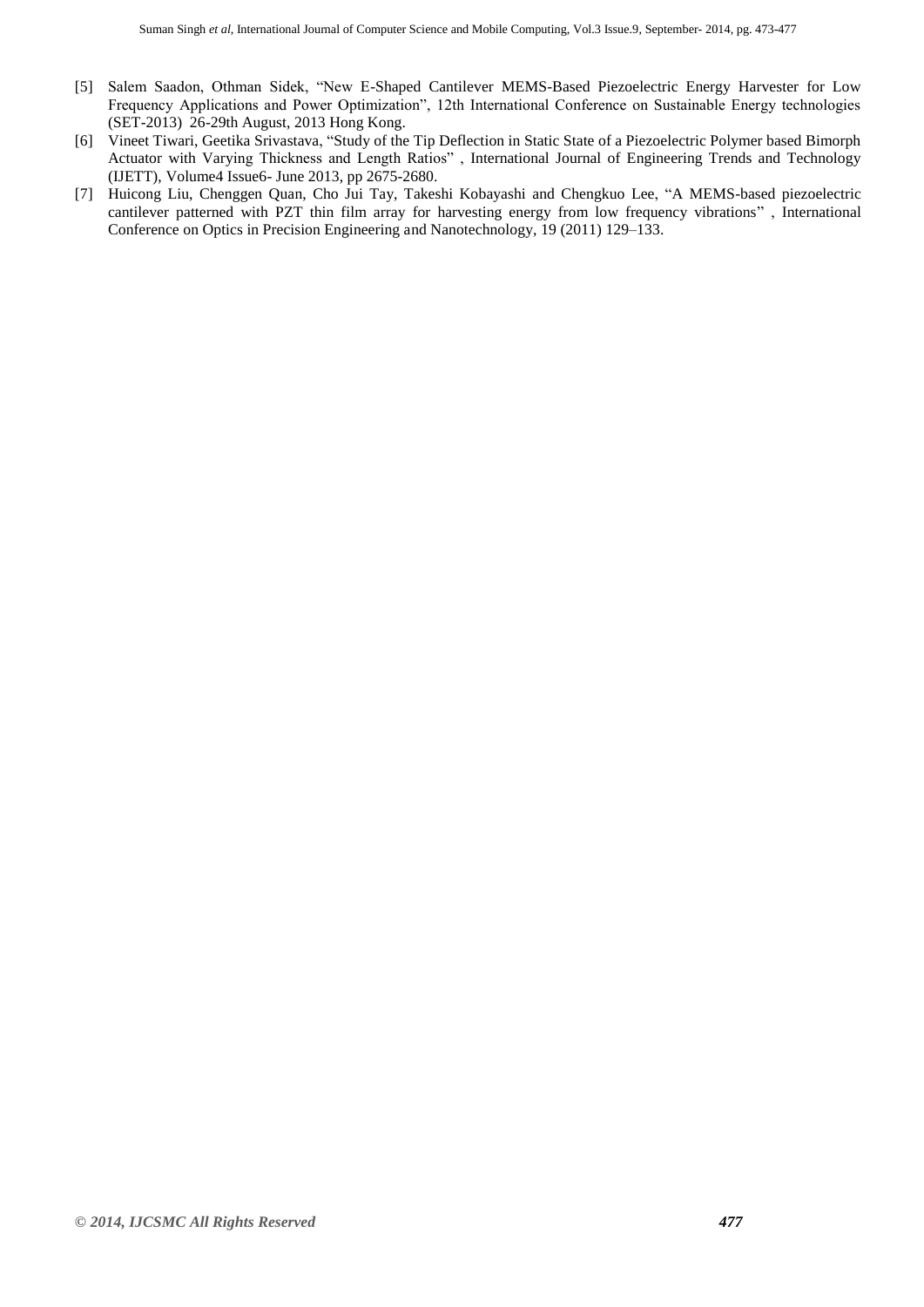[5] Salem Saadon, Othman Sidek, "New E-Shaped Cantilever MEMS-Based Piezoelectric Energy Harvester for Low Frequency Applications and Power Optimization", 12th International Conference on Sustainable Energy technologies (SET-2013) 26-29th August, 2013 Hong Kong.

[6] Vineet Tiwari, Geetika Srivastava, "Study of the Tip Deflection in Static State of a Piezoelectric Polymer based Bimorph Actuator with Varying Thickness and Length Ratios" , International Journal of Engineering Trends and Technology (IJETT), Volume4 Issue6- June 2013, pp 2675-2680.

[7] Huicong Liu, Chenggen Quan, Cho Jui Tay, Takeshi Kobayashi and Chengkuo Lee, "A MEMS-based piezoelectric cantilever patterned with PZT thin film array for harvesting energy from low frequency vibrations" , International Conference on Optics in Precision Engineering and Nanotechnology, 19 (2011) 129–133.